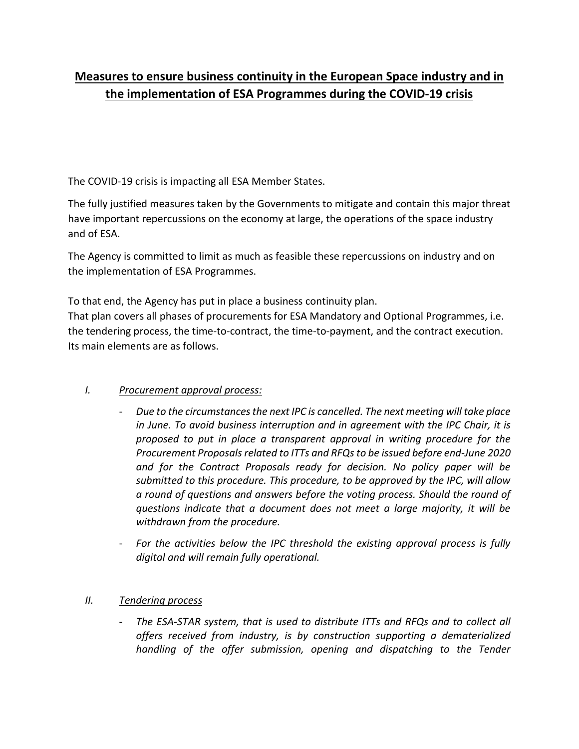# Measures to ensure business continuity in the European Space industry and in the implementation of ESA Programmes during the COVID-19 crisis

The COVID-19 crisis is impacting all ESA Member States.

The fully justified measures taken by the Governments to mitigate and contain this major threat have important repercussions on the economy at large, the operations of the space industry and of ESA.

The Agency is committed to limit as much as feasible these repercussions on industry and on the implementation of ESA Programmes.

To that end, the Agency has put in place a business continuity plan.
That plan covers all phases of procurements for ESA Mandatory and Optional Programmes, i.e. the tendering process, the time-to-contract, the time-to-payment, and the contract execution. Its main elements are as follows.

## *I. Procurement approval process:*

- *Due to the circumstances the next IPC is cancelled. The next meeting will take place in June. To avoid business interruption and in agreement with the IPC Chair, it is proposed to put in place a transparent approval in writing procedure for the Procurement Proposals related to ITTs and RFQs to be issued before end-June 2020 and for the Contract Proposals ready for decision. No policy paper will be submitted to this procedure. This procedure, to be approved by the IPC, will allow a round of questions and answers before the voting process. Should the round of questions indicate that a document does not meet a large majority, it will be withdrawn from the procedure.*
- *For the activities below the IPC threshold the existing approval process is fully digital and will remain fully operational.*

## *II. Tendering process*

- *The ESA-STAR system, that is used to distribute ITTs and RFQs and to collect all offers received from industry, is by construction supporting a dematerialized handling of the offer submission, opening and dispatching to the Tender*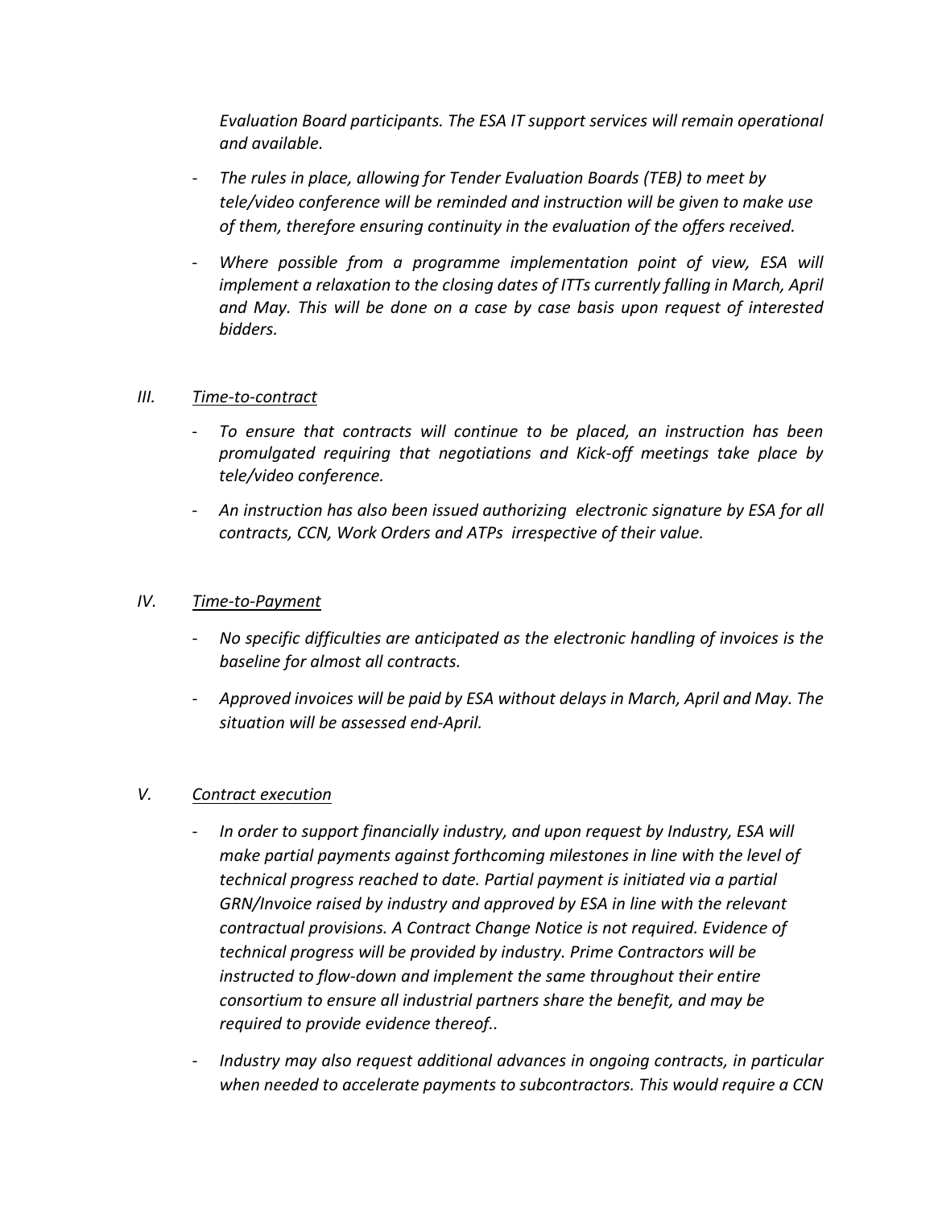*Evaluation Board participants. The ESA IT support services will remain operational and available.*

- *The rules in place, allowing for Tender Evaluation Boards (TEB) to meet by tele/video conference will be reminded and instruction will be given to make use of them, therefore ensuring continuity in the evaluation of the offers received.*
- *Where possible from a programme implementation point of view, ESA will implement a relaxation to the closing dates of ITTs currently falling in March, April and May. This will be done on a case by case basis upon request of interested bidders.*

*III.* *Time-to-contract*

- *To ensure that contracts will continue to be placed, an instruction has been promulgated requiring that negotiations and Kick-off meetings take place by tele/video conference.*
- *An instruction has also been issued authorizing electronic signature by ESA for all contracts, CCN, Work Orders and ATPs irrespective of their value.*

*IV.* *Time-to-Payment*

- *No specific difficulties are anticipated as the electronic handling of invoices is the baseline for almost all contracts.*
- *Approved invoices will be paid by ESA without delays in March, April and May. The situation will be assessed end-April.*

*V.* *Contract execution*

- *In order to support financially industry, and upon request by Industry, ESA will make partial payments against forthcoming milestones in line with the level of technical progress reached to date. Partial payment is initiated via a partial GRN/Invoice raised by industry and approved by ESA in line with the relevant contractual provisions. A Contract Change Notice is not required. Evidence of technical progress will be provided by industry. Prime Contractors will be instructed to flow-down and implement the same throughout their entire consortium to ensure all industrial partners share the benefit, and may be required to provide evidence thereof..*
- *Industry may also request additional advances in ongoing contracts, in particular when needed to accelerate payments to subcontractors. This would require a CCN*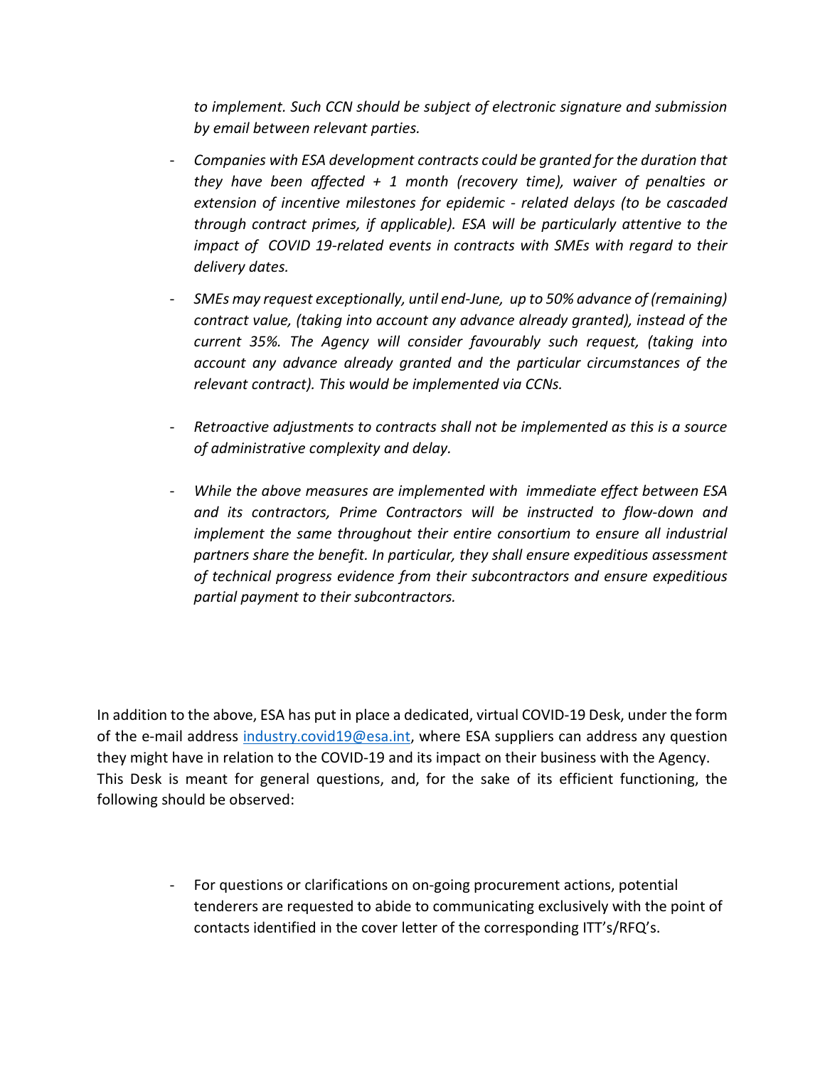*to implement. Such CCN should be subject of electronic signature and submission by email between relevant parties.*

- *Companies with ESA development contracts could be granted for the duration that they have been affected + 1 month (recovery time), waiver of penalties or extension of incentive milestones for epidemic - related delays (to be cascaded through contract primes, if applicable). ESA will be particularly attentive to the impact of COVID 19-related events in contracts with SMEs with regard to their delivery dates.*
- *SMEs may request exceptionally, until end-June, up to 50% advance of (remaining) contract value, (taking into account any advance already granted), instead of the current 35%. The Agency will consider favourably such request, (taking into account any advance already granted and the particular circumstances of the relevant contract). This would be implemented via CCNs.*
- *Retroactive adjustments to contracts shall not be implemented as this is a source of administrative complexity and delay.*
- *While the above measures are implemented with immediate effect between ESA and its contractors, Prime Contractors will be instructed to flow-down and implement the same throughout their entire consortium to ensure all industrial partners share the benefit. In particular, they shall ensure expeditious assessment of technical progress evidence from their subcontractors and ensure expeditious partial payment to their subcontractors.*

In addition to the above, ESA has put in place a dedicated, virtual COVID-19 Desk, under the form of the e-mail address [industry.covid19@esa.int](mailto:industry.covid19@esa.int), where ESA suppliers can address any question they might have in relation to the COVID-19 and its impact on their business with the Agency. This Desk is meant for general questions, and, for the sake of its efficient functioning, the following should be observed:

- For questions or clarifications on on-going procurement actions, potential tenderers are requested to abide to communicating exclusively with the point of contacts identified in the cover letter of the corresponding ITT's/RFQ's.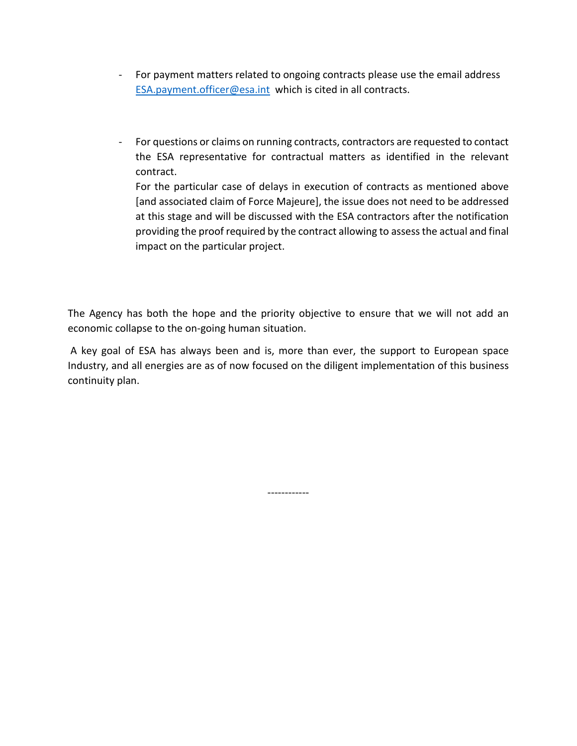- For payment matters related to ongoing contracts please use the email address [ESA.payment.officer@esa.int](mailto:ESA.payment.officer@esa.int) which is cited in all contracts.

- For questions or claims on running contracts, contractors are requested to contact the ESA representative for contractual matters as identified in the relevant contract.
  For the particular case of delays in execution of contracts as mentioned above [and associated claim of Force Majeure], the issue does not need to be addressed at this stage and will be discussed with the ESA contractors after the notification providing the proof required by the contract allowing to assess the actual and final impact on the particular project.

The Agency has both the hope and the priority objective to ensure that we will not add an economic collapse to the on-going human situation.

A key goal of ESA has always been and is, more than ever, the support to European space Industry, and all energies are as of now focused on the diligent implementation of this business continuity plan.

------------